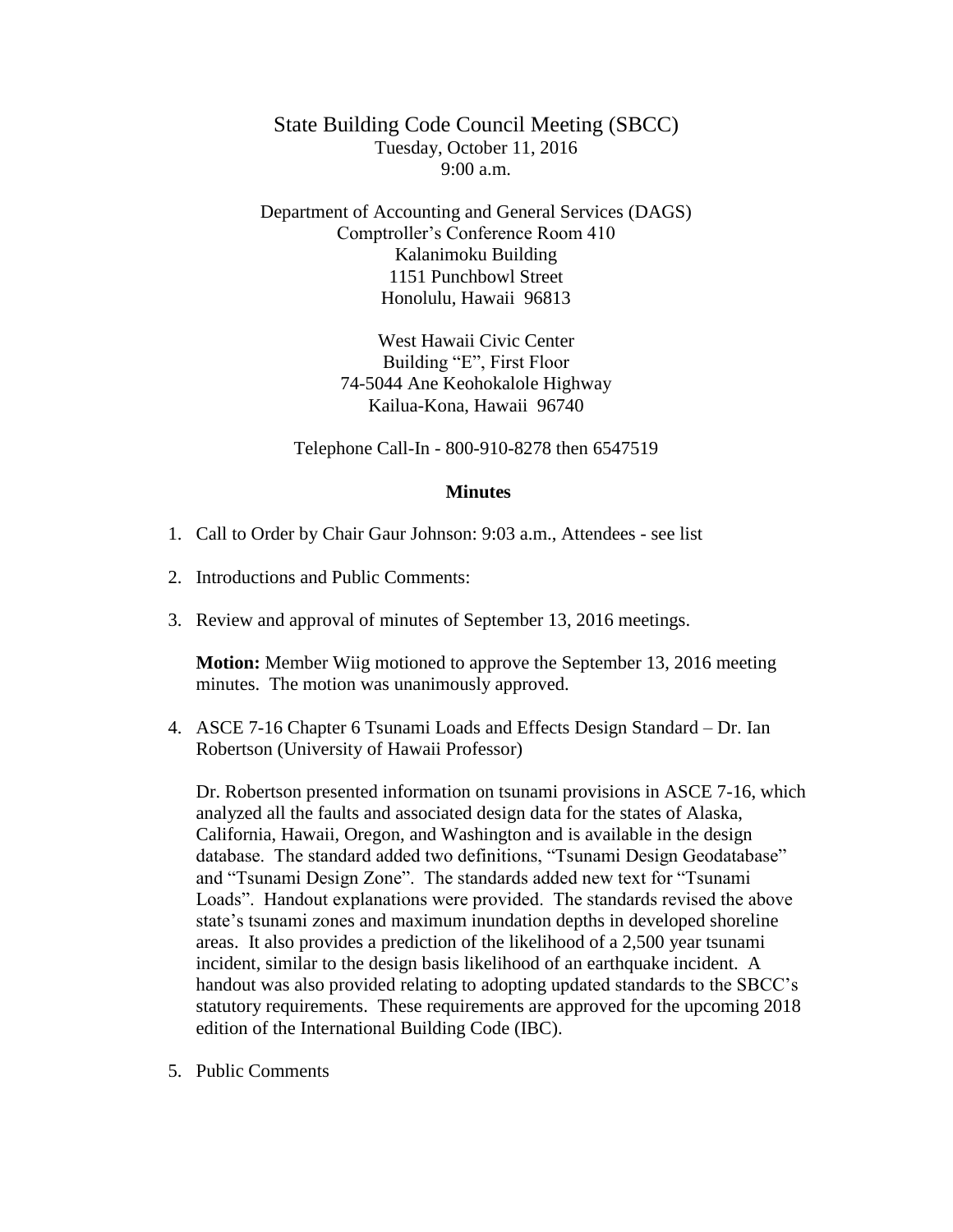# State Building Code Council Meeting (SBCC)

Tuesday, October 11, 2016
9:00 a.m.

Department of Accounting and General Services (DAGS)
Comptroller's Conference Room 410
Kalanimoku Building
1151 Punchbowl Street
Honolulu, Hawaii 96813

West Hawaii Civic Center
Building "E", First Floor
74-5044 Ane Keohokalole Highway
Kailua-Kona, Hawaii 96740

Telephone Call-In - 800-910-8278 then 6547519

## Minutes

1. Call to Order by Chair Gaur Johnson: 9:03 a.m., Attendees - see list

2. Introductions and Public Comments:

3. Review and approval of minutes of September 13, 2016 meetings.

   **Motion:** Member Wiig motioned to approve the September 13, 2016 meeting minutes. The motion was unanimously approved.

4. ASCE 7-16 Chapter 6 Tsunami Loads and Effects Design Standard – Dr. Ian Robertson (University of Hawaii Professor)

   Dr. Robertson presented information on tsunami provisions in ASCE 7-16, which analyzed all the faults and associated design data for the states of Alaska, California, Hawaii, Oregon, and Washington and is available in the design database. The standard added two definitions, "Tsunami Design Geodatabase" and "Tsunami Design Zone". The standards added new text for "Tsunami Loads". Handout explanations were provided. The standards revised the above state's tsunami zones and maximum inundation depths in developed shoreline areas. It also provides a prediction of the likelihood of a 2,500 year tsunami incident, similar to the design basis likelihood of an earthquake incident. A handout was also provided relating to adopting updated standards to the SBCC's statutory requirements. These requirements are approved for the upcoming 2018 edition of the International Building Code (IBC).

5. Public Comments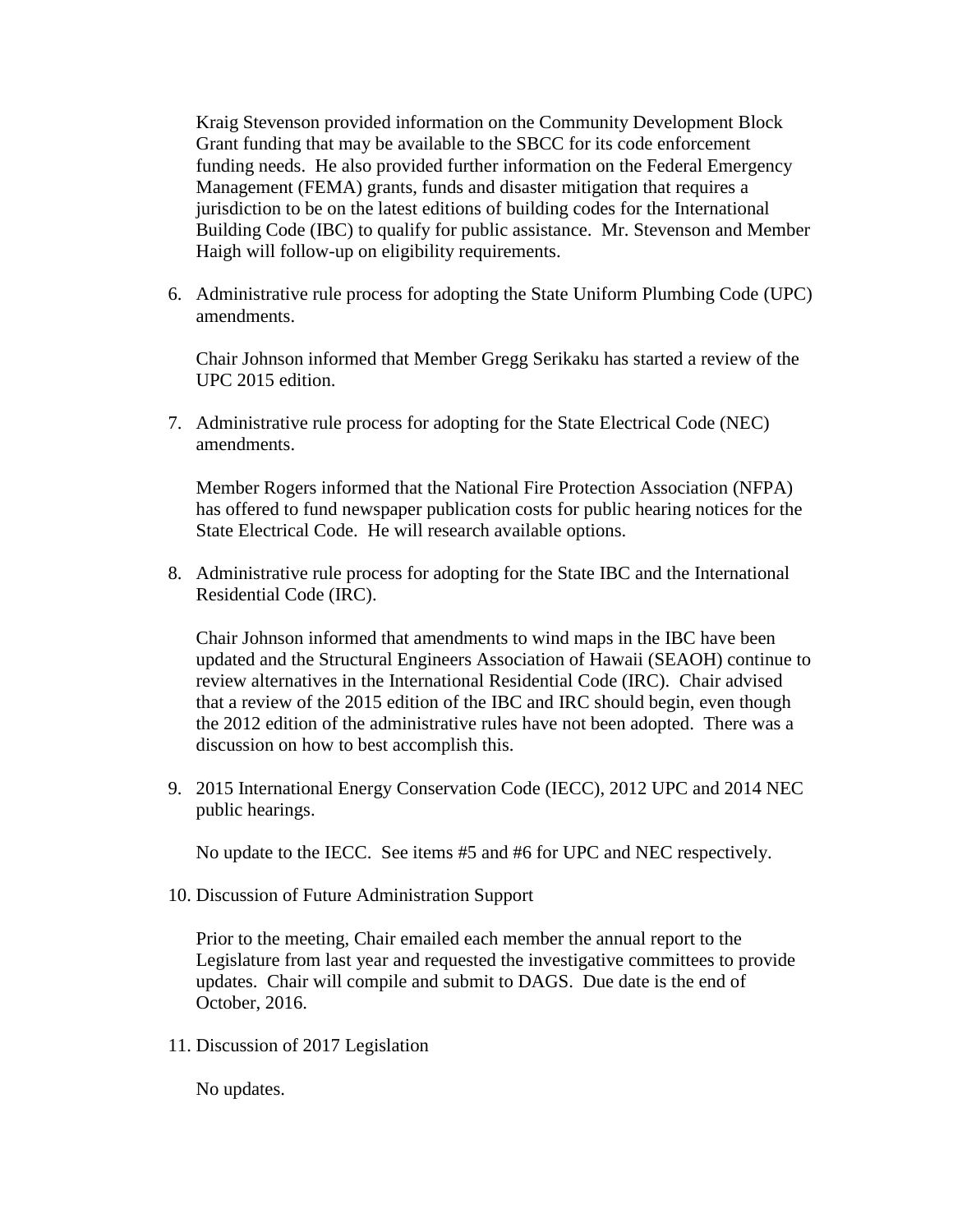Kraig Stevenson provided information on the Community Development Block Grant funding that may be available to the SBCC for its code enforcement funding needs. He also provided further information on the Federal Emergency Management (FEMA) grants, funds and disaster mitigation that requires a jurisdiction to be on the latest editions of building codes for the International Building Code (IBC) to qualify for public assistance. Mr. Stevenson and Member Haigh will follow-up on eligibility requirements.

6. Administrative rule process for adopting the State Uniform Plumbing Code (UPC) amendments.

   Chair Johnson informed that Member Gregg Serikaku has started a review of the UPC 2015 edition.

7. Administrative rule process for adopting for the State Electrical Code (NEC) amendments.

   Member Rogers informed that the National Fire Protection Association (NFPA) has offered to fund newspaper publication costs for public hearing notices for the State Electrical Code. He will research available options.

8. Administrative rule process for adopting for the State IBC and the International Residential Code (IRC).

   Chair Johnson informed that amendments to wind maps in the IBC have been updated and the Structural Engineers Association of Hawaii (SEAOH) continue to review alternatives in the International Residential Code (IRC). Chair advised that a review of the 2015 edition of the IBC and IRC should begin, even though the 2012 edition of the administrative rules have not been adopted. There was a discussion on how to best accomplish this.

9. 2015 International Energy Conservation Code (IECC), 2012 UPC and 2014 NEC public hearings.

   No update to the IECC. See items #5 and #6 for UPC and NEC respectively.

10. Discussion of Future Administration Support

    Prior to the meeting, Chair emailed each member the annual report to the Legislature from last year and requested the investigative committees to provide updates. Chair will compile and submit to DAGS. Due date is the end of October, 2016.

11. Discussion of 2017 Legislation

    No updates.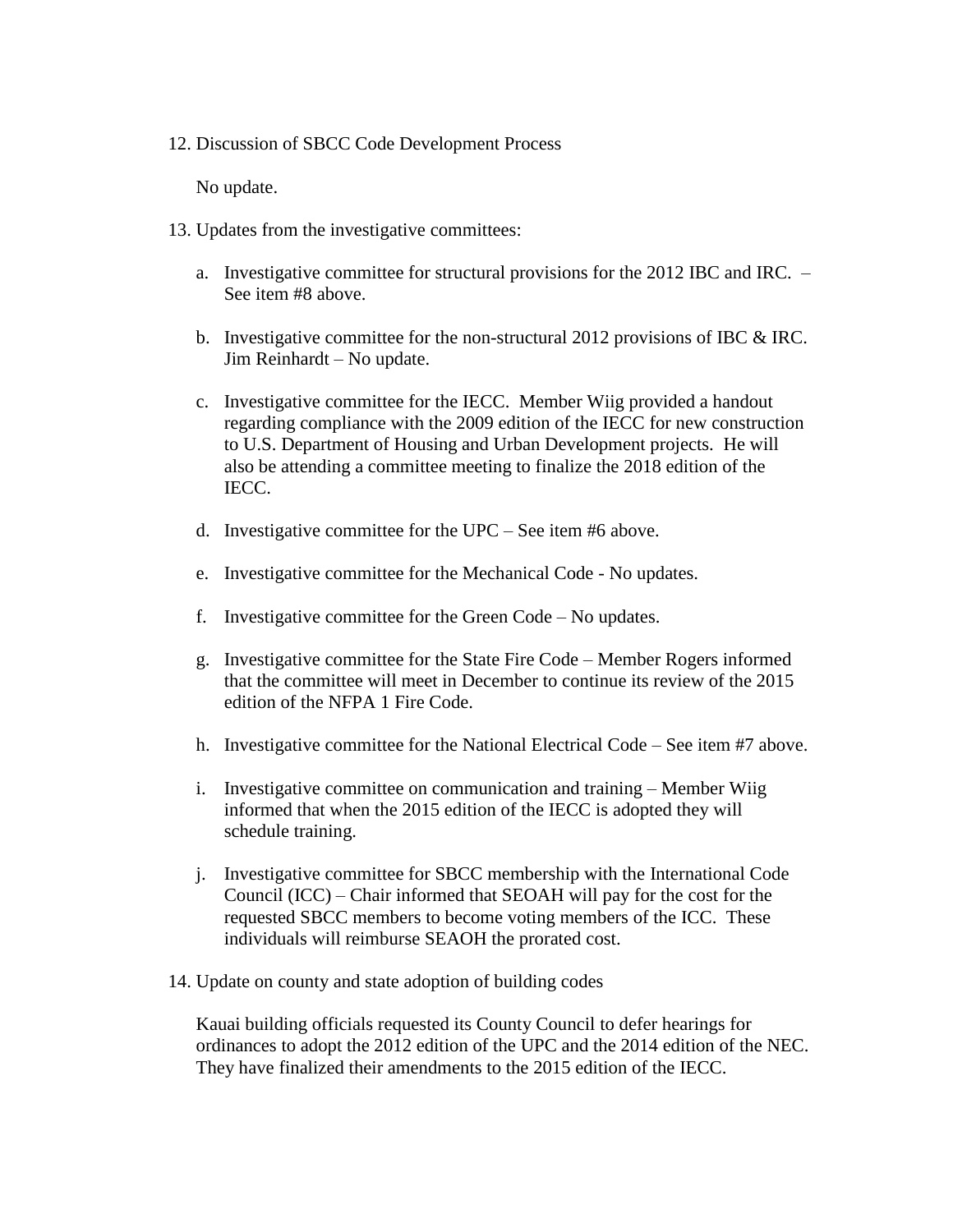12. Discussion of SBCC Code Development Process

    No update.

13. Updates from the investigative committees:

    a. Investigative committee for structural provisions for the 2012 IBC and IRC. – See item #8 above.

    b. Investigative committee for the non-structural 2012 provisions of IBC & IRC. Jim Reinhardt – No update.

    c. Investigative committee for the IECC. Member Wiig provided a handout regarding compliance with the 2009 edition of the IECC for new construction to U.S. Department of Housing and Urban Development projects. He will also be attending a committee meeting to finalize the 2018 edition of the IECC.

    d. Investigative committee for the UPC – See item #6 above.

    e. Investigative committee for the Mechanical Code - No updates.

    f. Investigative committee for the Green Code – No updates.

    g. Investigative committee for the State Fire Code – Member Rogers informed that the committee will meet in December to continue its review of the 2015 edition of the NFPA 1 Fire Code.

    h. Investigative committee for the National Electrical Code – See item #7 above.

    i. Investigative committee on communication and training – Member Wiig informed that when the 2015 edition of the IECC is adopted they will schedule training.

    j. Investigative committee for SBCC membership with the International Code Council (ICC) – Chair informed that SEOAH will pay for the cost for the requested SBCC members to become voting members of the ICC. These individuals will reimburse SEAOH the prorated cost.

14. Update on county and state adoption of building codes

    Kauai building officials requested its County Council to defer hearings for ordinances to adopt the 2012 edition of the UPC and the 2014 edition of the NEC. They have finalized their amendments to the 2015 edition of the IECC.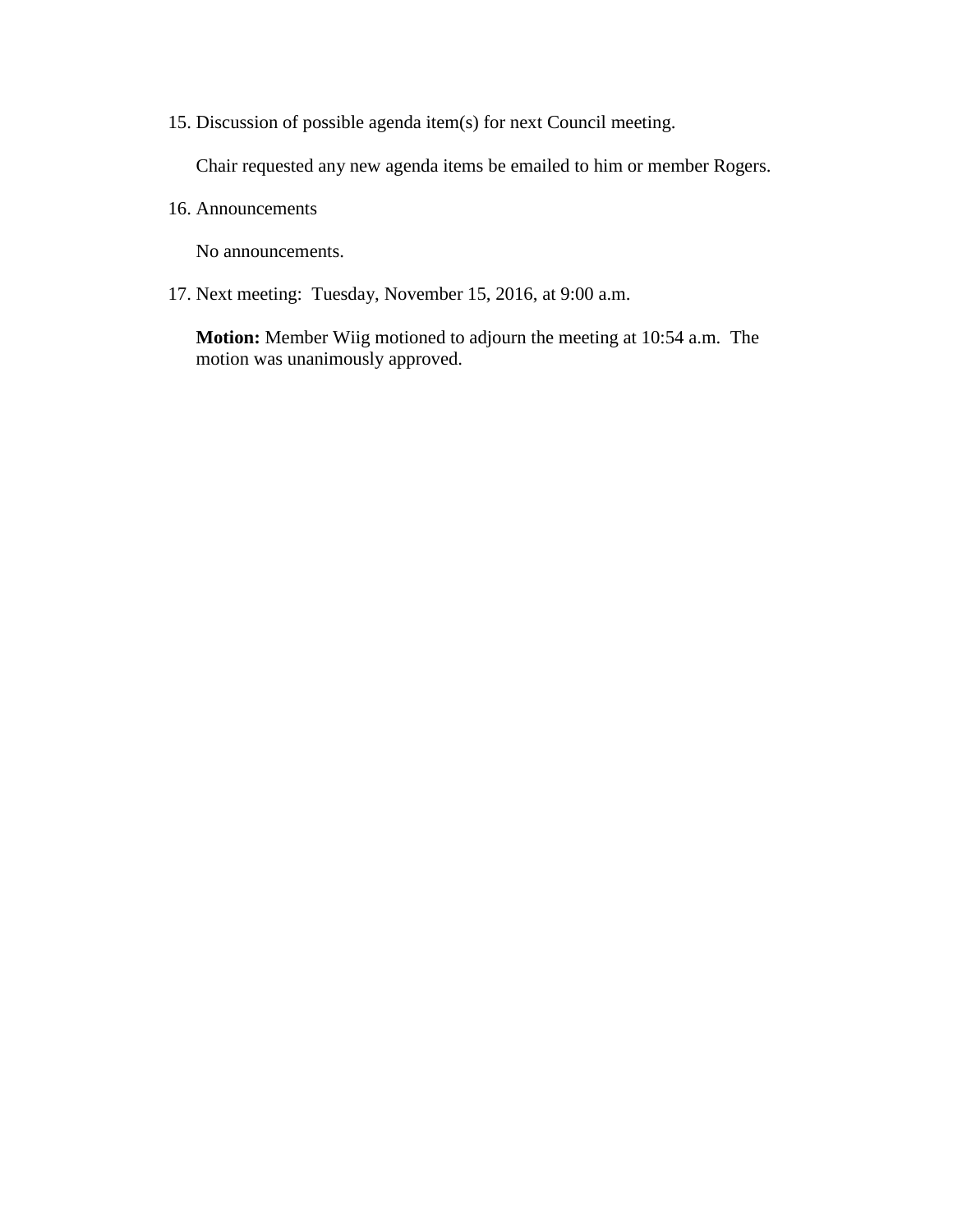15. Discussion of possible agenda item(s) for next Council meeting.

    Chair requested any new agenda items be emailed to him or member Rogers.

16. Announcements

    No announcements.

17. Next meeting: Tuesday, November 15, 2016, at 9:00 a.m.

    **Motion:** Member Wiig motioned to adjourn the meeting at 10:54 a.m. The motion was unanimously approved.